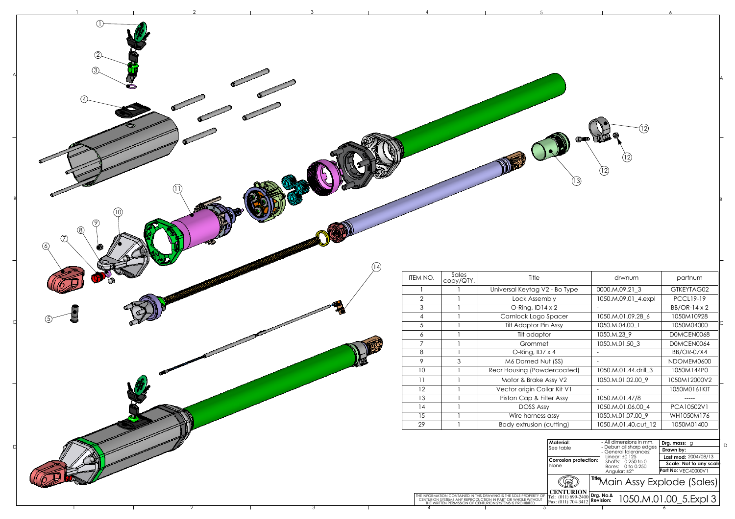| ITEM NO. | Sales copy/QTY. | Title | drwnum | partnum |
|---|---|---|---|---|
| 1 | 1 | Universal Keytag V2 - Bo Type | 0000.M.09.21_3 | GTKEYTAG02 |
| 2 | 1 | Lock Assembly | 1050.M.09.01_4.expl | PCCL19-19 |
| 3 | 1 | O-Ring, ID14 x 2 | - | BB/OR-14 x 2 |
| 4 | 1 | Camlock Logo Spacer | 1050.M.01.09.28_6 | 1050M10928 |
| 5 | 1 | Tilt Adaptor Pin Assy | 1050.M.04.00_1 | 1050M04000 |
| 6 | 1 | Tilt adaptor | 1050.M.23_9 | D0MCEN0068 |
| 7 | 1 | Grommet | 1050.M.01.50_3 | D0MCEN0064 |
| 8 | 1 | O-Ring, ID7 x 4 | - | BB/OR-07X4 |
| 9 | 3 | M6 Domed Nut (SS) | - | NDOMEM0600 |
| 10 | 1 | Rear Housing (Powdercoated) | 1050.M.01.44.drill_3 | 1050M144P0 |
| 11 | 1 | Motor & Brake Assy V2 | 1050.M.01.02.00_9 | 1050M12000V2 |
| 12 | 1 | Vector origin Collar Kit V1 | - | 1050M0161KIT |
| 13 | 1 | Piston Cap & Filter Assy | 1050.M.01.47/8 | ----- |
| 14 | 1 | DOSS Assy | 1050.M.01.06.00_4 | PCA10502V1 |
| 15 | 1 | Wire harness assy | 1050.M.01.07.00_9 | WH1050M176 |
| 29 | 1 | Body extrusion (cutting) | 1050.M.01.40.cut_12 | 1050M01400 |

| | | |
|---|---|---|
| **Material:** See table<br>**Corrosion protection:** None | - All dimensions in mm.<br>- Deburr all sharp edges<br>- General tolerances:<br>Linear: ±0.125<br>Shafts: -0.250 to 0<br>Bores: 0 to 0.250<br>Angular: ±2° | **Drg. mass:** g<br>**Drawn by:**<br>**Last mod:** 2004/08/13<br>**Scale: Not to any scale**<br>**Part No:** VEC40000V1 |
| CENTURION<br>Tel: (011) 699-2400<br>Fax: (011) 704-3412 | **Title:** Main Assy Explode (Sales) | |
| | **Drg. No.& Revision:** 1050.M.01.00_5.Expl 3 | |

THE INFORMATION CONTAINED IN THIS DRAWING IS THE SOLE PROPERTY OF CENTURION SYSTEMS ANY REPRODUCTION IN PART OR WHOLE WITHOUT THE WRITTEN PERMISSION OF CENTURION SYSTEMS IS PROHIBITED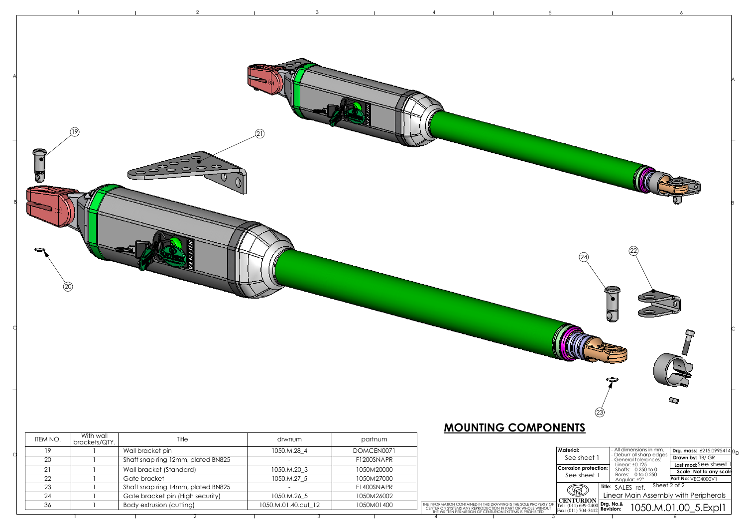## MOUNTING COMPONENTS

| ITEM NO. | With wall brackets/QTY. | Title | drwnum | partnum |
|---|---|---|---|---|
| 19 | 1 | Wall bracket pin | 1050.M.28_4 | DOMCEN0071 |
| 20 | 1 | Shaft snap ring 12mm, plated BN825 | - | F1200SNAPR |
| 21 | 1 | Wall bracket (Standard) | 1050.M.20_3 | 1050M20000 |
| 22 | 1 | Gate bracket | 1050.M.27_5 | 1050M27000 |
| 23 | 1 | Shaft snap ring 14mm, plated BN825 | - | F1400SNAPR |
| 24 | 1 | Gate bracket pin (High security) | 1050.M.26_5 | 1050M26002 |
| 36 | 1 | Body extrusion (cutting) | 1050.M.01.40.cut_12 | 1050M01400 |

THE INFORMATION CONTAINED IN THIS DRAWING IS THE SOLE PROPERTY OF CENTURION SYSTEMS ANY REPRODUCTION IN PART OR WHOLE WITHOUT THE WRITTEN PERMISSION OF CENTURION SYSTEMS IS PROHIBITED

**Material:** See sheet 1

**Corrosion protection:** See sheet 1

- All dimensions in mm.
- Deburr all sharp edges
- General tolerances:
  Linear: ±0.125
  Shafts: -0.250 to 0
  Bores: 0 to 0.250
  Angular: ±2°

**Drg. mass:** 6215.0995414 g

**Drawn by:** TB/ GR

**Last mod:** See sheet 1

**Scale: Not to any scale**

**Part No:** VEC4000V1

CENTURION
Tel: (011) 699-2400
Fax: (011) 704-3412

**Title:** SALES ref. Sheet 2 of 2

Linear Main Assembly with Peripherals

**Drg. No.& Revision:** 1050.M.01.00_5.Expl1